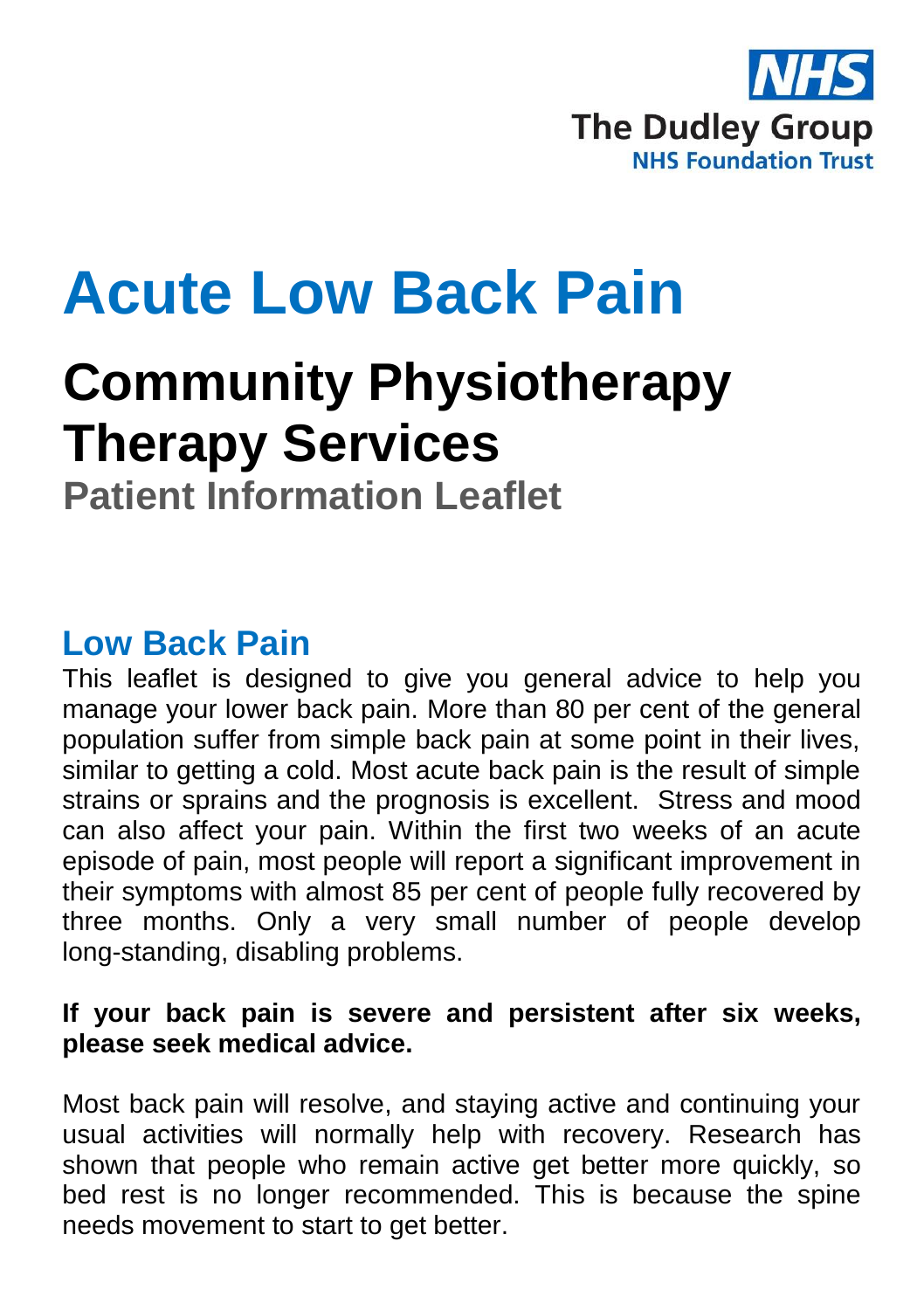NHS

The Dudley Group
NHS Foundation Trust

# Acute Low Back Pain

# Community Physiotherapy Therapy Services

### Patient Information Leaflet

## Low Back Pain

This leaflet is designed to give you general advice to help you manage your lower back pain. More than 80 per cent of the general population suffer from simple back pain at some point in their lives, similar to getting a cold. Most acute back pain is the result of simple strains or sprains and the prognosis is excellent. Stress and mood can also affect your pain. Within the first two weeks of an acute episode of pain, most people will report a significant improvement in their symptoms with almost 85 per cent of people fully recovered by three months. Only a very small number of people develop long-standing, disabling problems.

**If your back pain is severe and persistent after six weeks, please seek medical advice.**

Most back pain will resolve, and staying active and continuing your usual activities will normally help with recovery. Research has shown that people who remain active get better more quickly, so bed rest is no longer recommended. This is because the spine needs movement to start to get better.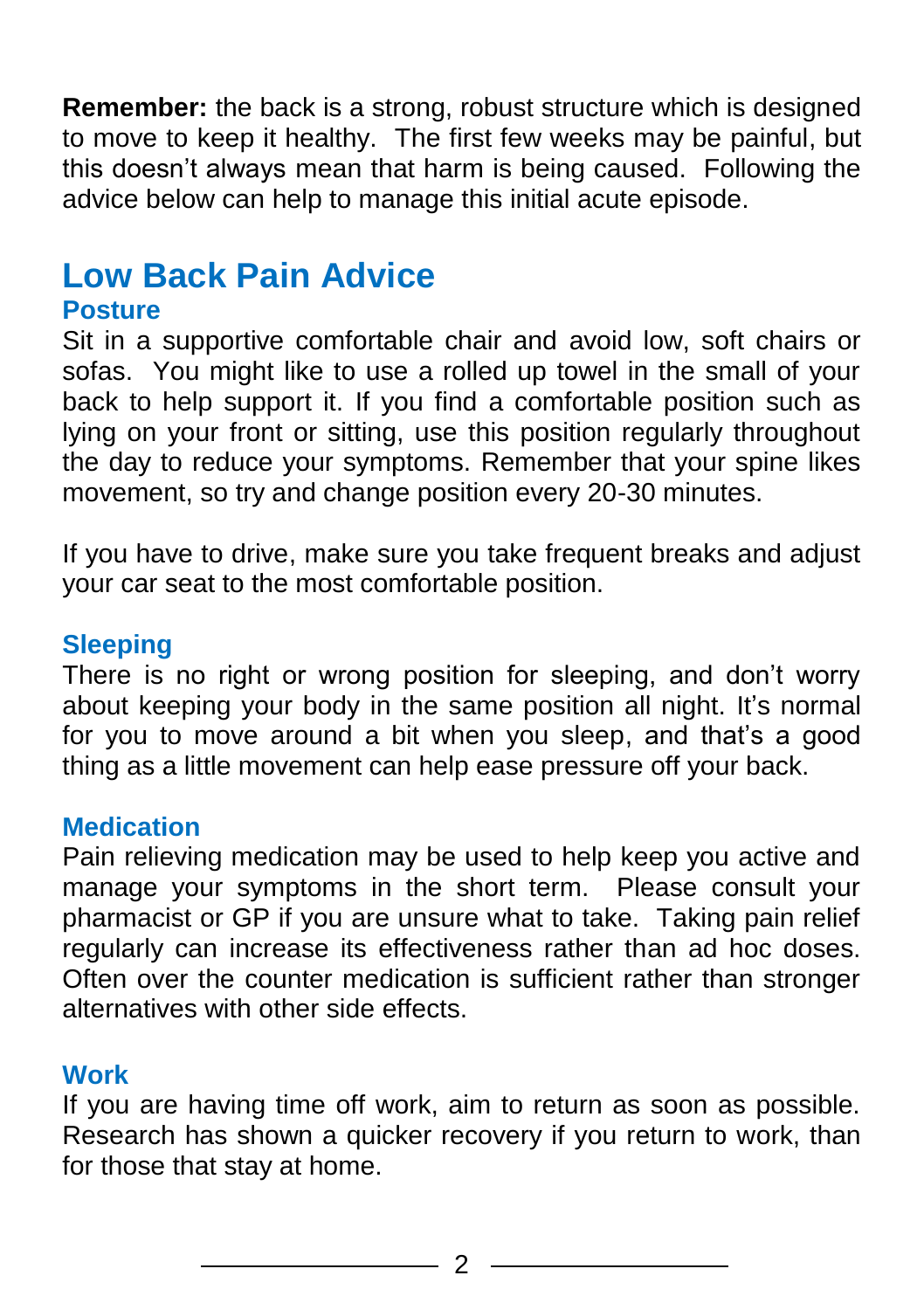**Remember:** the back is a strong, robust structure which is designed to move to keep it healthy. The first few weeks may be painful, but this doesn't always mean that harm is being caused. Following the advice below can help to manage this initial acute episode.

# Low Back Pain Advice

### Posture

Sit in a supportive comfortable chair and avoid low, soft chairs or sofas. You might like to use a rolled up towel in the small of your back to help support it. If you find a comfortable position such as lying on your front or sitting, use this position regularly throughout the day to reduce your symptoms. Remember that your spine likes movement, so try and change position every 20-30 minutes.

If you have to drive, make sure you take frequent breaks and adjust your car seat to the most comfortable position.

### Sleeping

There is no right or wrong position for sleeping, and don't worry about keeping your body in the same position all night. It's normal for you to move around a bit when you sleep, and that's a good thing as a little movement can help ease pressure off your back.

### Medication

Pain relieving medication may be used to help keep you active and manage your symptoms in the short term. Please consult your pharmacist or GP if you are unsure what to take. Taking pain relief regularly can increase its effectiveness rather than ad hoc doses. Often over the counter medication is sufficient rather than stronger alternatives with other side effects.

### Work

If you are having time off work, aim to return as soon as possible. Research has shown a quicker recovery if you return to work, than for those that stay at home.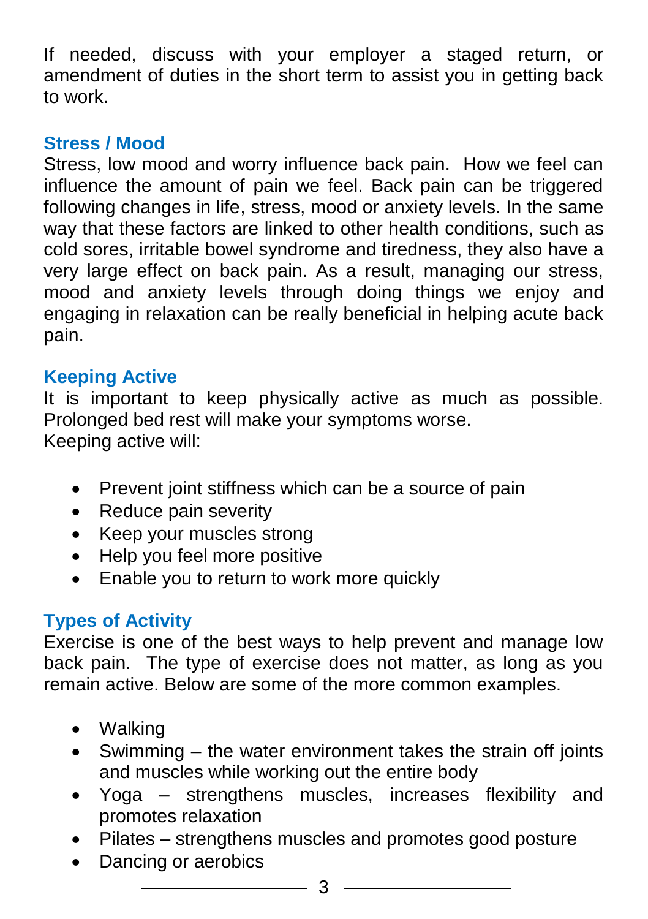If needed, discuss with your employer a staged return, or amendment of duties in the short term to assist you in getting back to work.

## Stress / Mood

Stress, low mood and worry influence back pain. How we feel can influence the amount of pain we feel. Back pain can be triggered following changes in life, stress, mood or anxiety levels. In the same way that these factors are linked to other health conditions, such as cold sores, irritable bowel syndrome and tiredness, they also have a very large effect on back pain. As a result, managing our stress, mood and anxiety levels through doing things we enjoy and engaging in relaxation can be really beneficial in helping acute back pain.

## Keeping Active

It is important to keep physically active as much as possible. Prolonged bed rest will make your symptoms worse.
Keeping active will:

- Prevent joint stiffness which can be a source of pain
- Reduce pain severity
- Keep your muscles strong
- Help you feel more positive
- Enable you to return to work more quickly

## Types of Activity

Exercise is one of the best ways to help prevent and manage low back pain. The type of exercise does not matter, as long as you remain active. Below are some of the more common examples.

- Walking
- Swimming – the water environment takes the strain off joints and muscles while working out the entire body
- Yoga – strengthens muscles, increases flexibility and promotes relaxation
- Pilates – strengthens muscles and promotes good posture
- Dancing or aerobics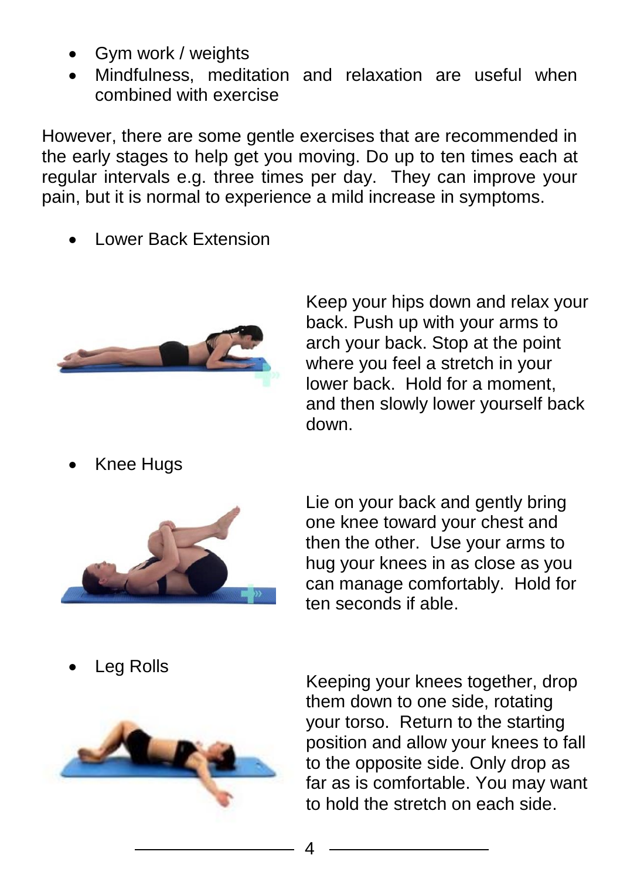- Gym work / weights
- Mindfulness, meditation and relaxation are useful when combined with exercise

However, there are some gentle exercises that are recommended in the early stages to help get you moving. Do up to ten times each at regular intervals e.g. three times per day. They can improve your pain, but it is normal to experience a mild increase in symptoms.

- Lower Back Extension

Keep your hips down and relax your back. Push up with your arms to arch your back. Stop at the point where you feel a stretch in your lower back. Hold for a moment, and then slowly lower yourself back down.

- Knee Hugs

Lie on your back and gently bring one knee toward your chest and then the other. Use your arms to hug your knees in as close as you can manage comfortably. Hold for ten seconds if able.

- Leg Rolls

Keeping your knees together, drop them down to one side, rotating your torso. Return to the starting position and allow your knees to fall to the opposite side. Only drop as far as is comfortable. You may want to hold the stretch on each side.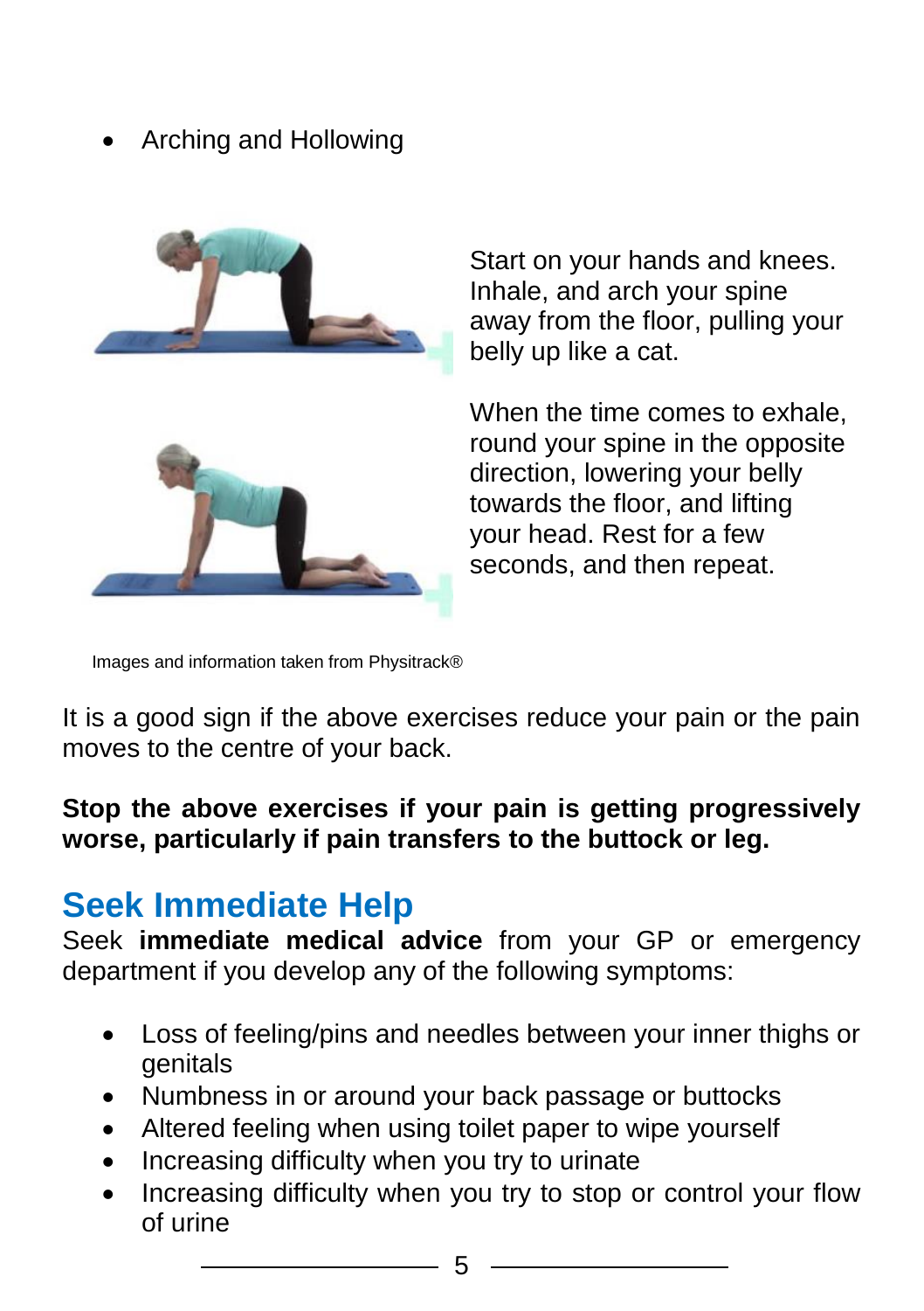- Arching and Hollowing

Start on your hands and knees. Inhale, and arch your spine away from the floor, pulling your belly up like a cat.

When the time comes to exhale, round your spine in the opposite direction, lowering your belly towards the floor, and lifting your head. Rest for a few seconds, and then repeat.

Images and information taken from Physitrack®

It is a good sign if the above exercises reduce your pain or the pain moves to the centre of your back.

**Stop the above exercises if your pain is getting progressively worse, particularly if pain transfers to the buttock or leg.**

## Seek Immediate Help

Seek **immediate medical advice** from your GP or emergency department if you develop any of the following symptoms:

- Loss of feeling/pins and needles between your inner thighs or genitals
- Numbness in or around your back passage or buttocks
- Altered feeling when using toilet paper to wipe yourself
- Increasing difficulty when you try to urinate
- Increasing difficulty when you try to stop or control your flow of urine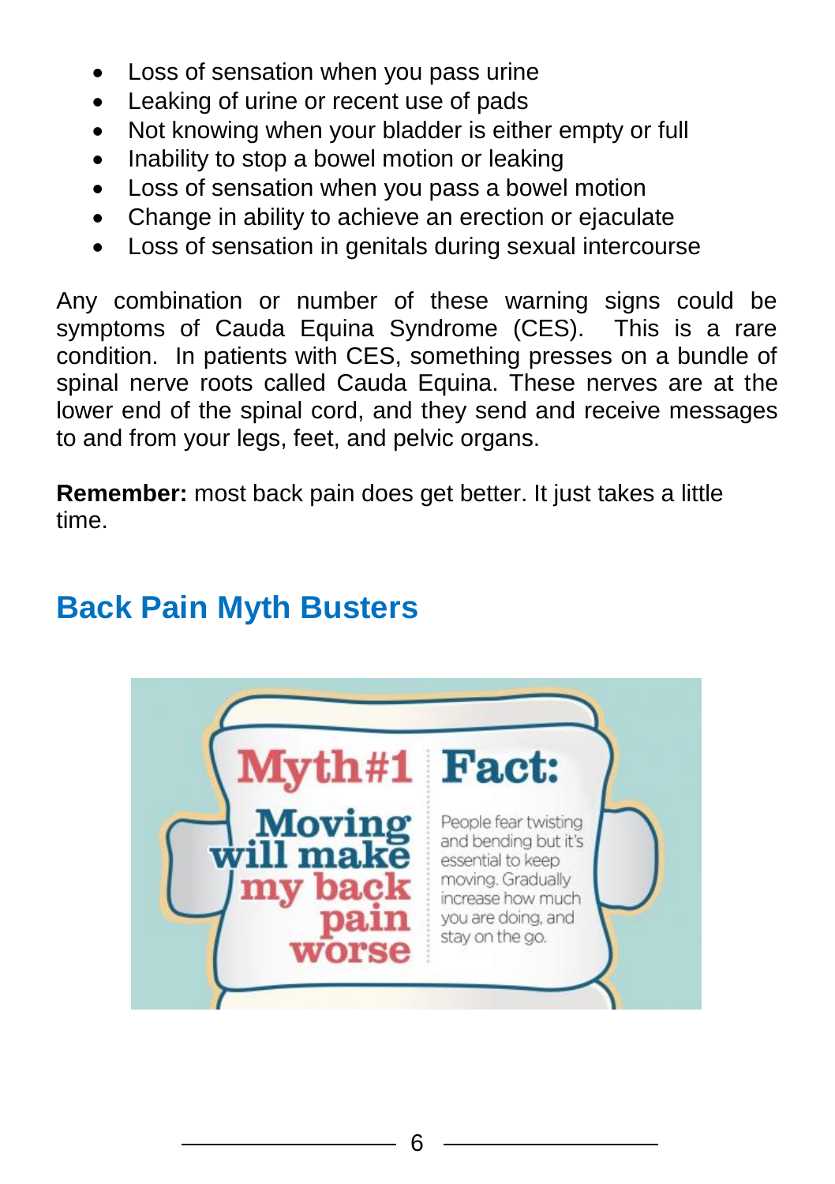- Loss of sensation when you pass urine
- Leaking of urine or recent use of pads
- Not knowing when your bladder is either empty or full
- Inability to stop a bowel motion or leaking
- Loss of sensation when you pass a bowel motion
- Change in ability to achieve an erection or ejaculate
- Loss of sensation in genitals during sexual intercourse

Any combination or number of these warning signs could be symptoms of Cauda Equina Syndrome (CES). This is a rare condition. In patients with CES, something presses on a bundle of spinal nerve roots called Cauda Equina. These nerves are at the lower end of the spinal cord, and they send and receive messages to and from your legs, feet, and pelvic organs.

**Remember:** most back pain does get better. It just takes a little time.

## Back Pain Myth Busters

**Myth#1**

**Moving will make my back pain worse**

**Fact:**

People fear twisting and bending but it's essential to keep moving. Gradually increase how much you are doing, and stay on the go.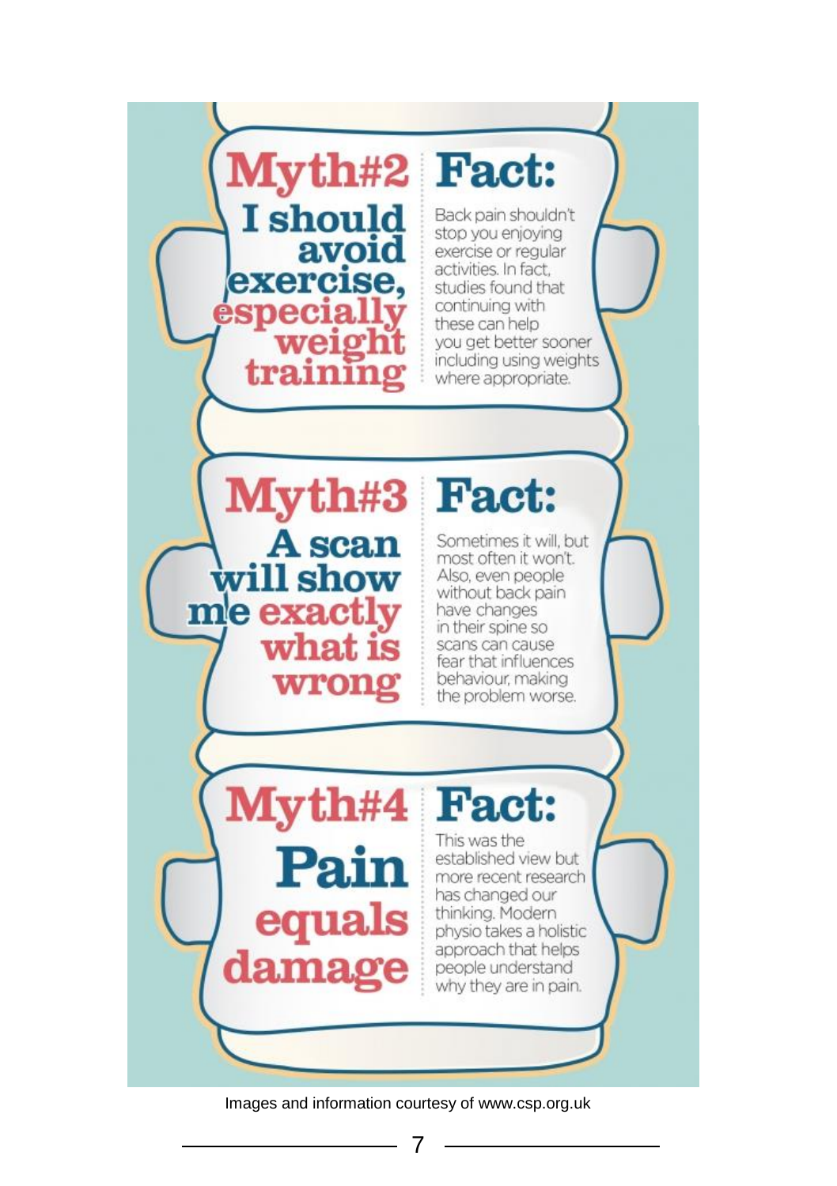## Myth#2

**I should avoid exercise, especially weight training**

## Fact:

Back pain shouldn't stop you enjoying exercise or regular activities. In fact, studies found that continuing with these can help you get better sooner including using weights where appropriate.

## Myth#3

**A scan will show me exactly what is wrong**

## Fact:

Sometimes it will, but most often it won't. Also, even people without back pain have changes in their spine so scans can cause fear that influences behaviour, making the problem worse.

## Myth#4

**Pain equals damage**

## Fact:

This was the established view but more recent research has changed our thinking. Modern physio takes a holistic approach that helps people understand why they are in pain.

Images and information courtesy of www.csp.org.uk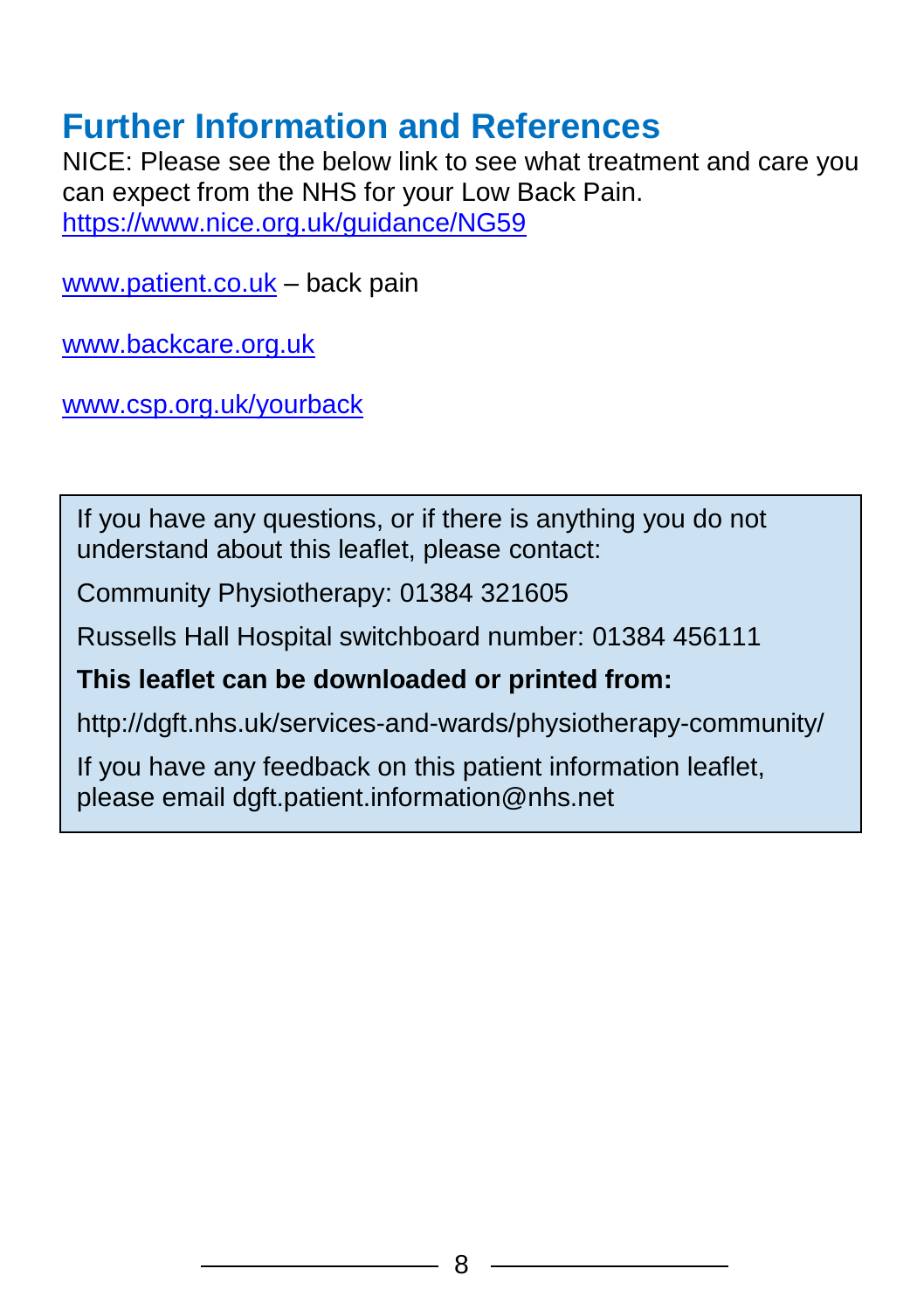## Further Information and References

NICE: Please see the below link to see what treatment and care you can expect from the NHS for your Low Back Pain.
https://www.nice.org.uk/guidance/NG59

www.patient.co.uk – back pain

www.backcare.org.uk

www.csp.org.uk/yourback

> If you have any questions, or if there is anything you do not understand about this leaflet, please contact:
>
> Community Physiotherapy: 01384 321605
>
> Russells Hall Hospital switchboard number: 01384 456111
>
> **This leaflet can be downloaded or printed from:**
>
> http://dgft.nhs.uk/services-and-wards/physiotherapy-community/
>
> If you have any feedback on this patient information leaflet, please email dgft.patient.information@nhs.net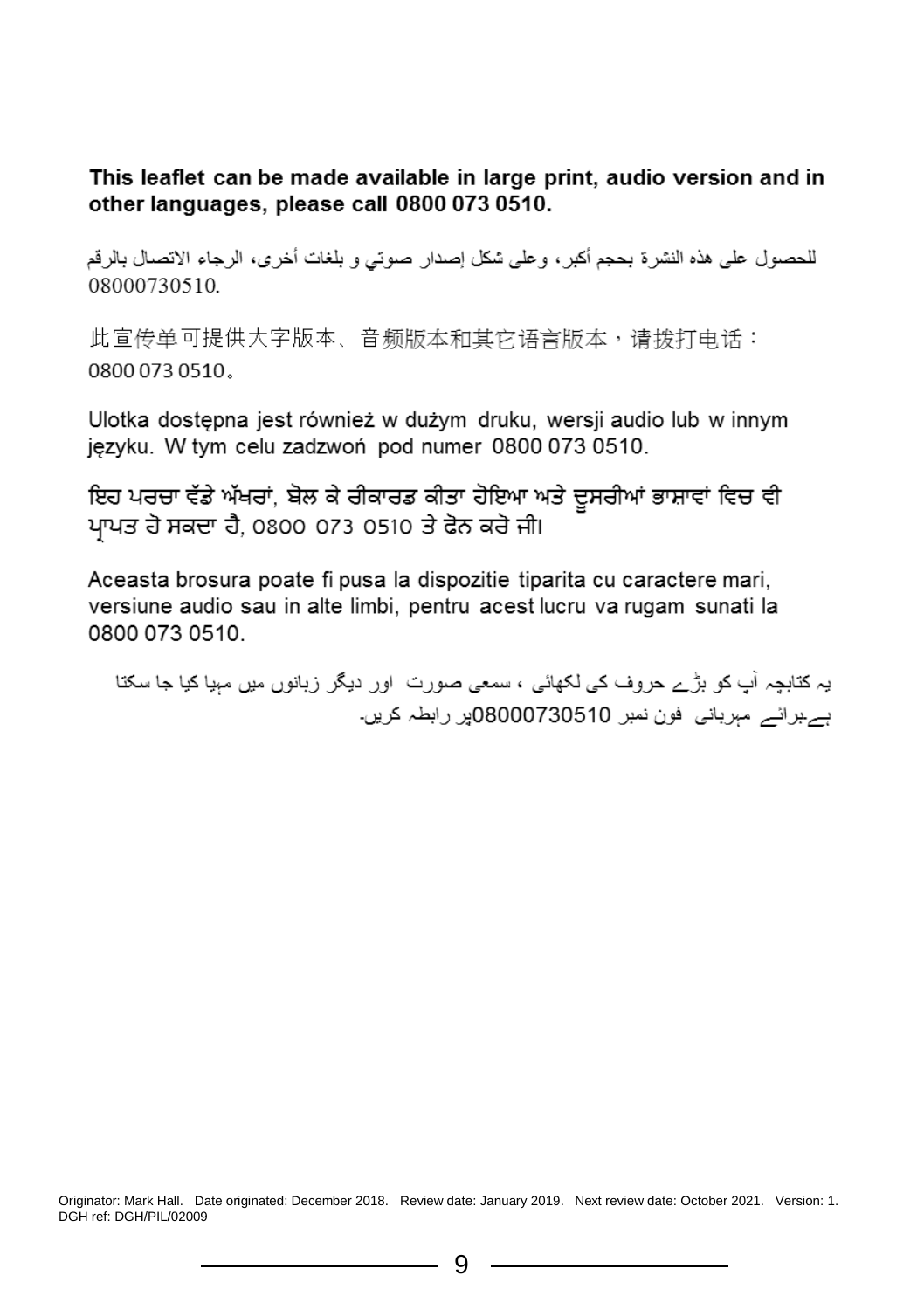**This leaflet can be made available in large print, audio version and in other languages, please call 0800 073 0510.**

للحصول على هذه النشرة بحجم أكبر، وعلى شكل إصدار صوتي و بلغات أخرى، الرجاء الاتصال بالرقم 08000730510.

此宣传单可提供大字版本、音频版本和其它语言版本，请拨打电话：0800 073 0510。

Ulotka dostępna jest również w dużym druku, wersji audio lub w innym języku. W tym celu zadzwoń pod numer 0800 073 0510.

ਇਹ ਪਰਚਾ ਵੱਡੇ ਅੱਖਰਾਂ, ਬੋਲ ਕੇ ਰੀਕਾਰਡ ਕੀਤਾ ਹੋਇਆ ਅਤੇ ਦੂਸਰੀਆਂ ਭਾਸ਼ਾਵਾਂ ਵਿਚ ਵੀ ਪ੍ਰਾਪਤ ਹੋ ਸਕਦਾ ਹੈ, 0800 073 0510 ਤੇ ਫੋਨ ਕਰੋ ਜੀ।

Aceasta brosura poate fi pusa la dispozitie tiparita cu caractere mari, versiune audio sau in alte limbi, pentru acest lucru va rugam sunati la 0800 073 0510.

یہ کتابچہ آپ کو بڑے حروف کی لکھائی ، سمعی صورت اور دیگر زبانوں میں مہیا کیا جا سکتا ہے۔برائے مہربانی فون نمبر 08000730510پر رابطہ کریں۔

Originator: Mark Hall. Date originated: December 2018. Review date: January 2019. Next review date: October 2021. Version: 1. DGH ref: DGH/PIL/02009